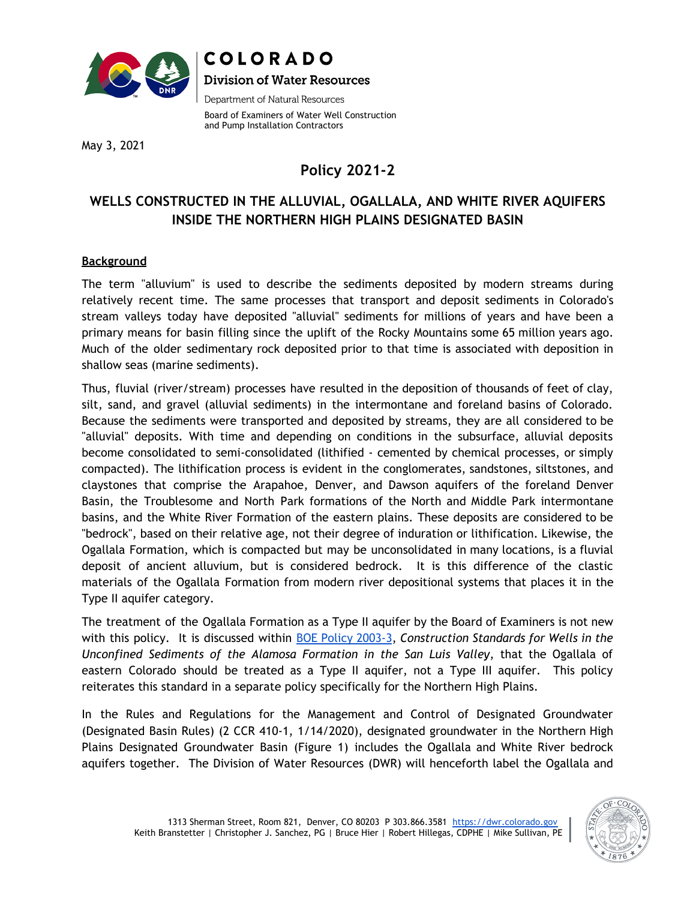COLORADO

Division of Water Resources

Department of Natural Resources

Board of Examiners of Water Well Construction and Pump Installation Contractors

May 3, 2021

# Policy 2021-2

## WELLS CONSTRUCTED IN THE ALLUVIAL, OGALLALA, AND WHITE RIVER AQUIFERS INSIDE THE NORTHERN HIGH PLAINS DESIGNATED BASIN

### Background

The term "alluvium" is used to describe the sediments deposited by modern streams during relatively recent time. The same processes that transport and deposit sediments in Colorado's stream valleys today have deposited "alluvial" sediments for millions of years and have been a primary means for basin filling since the uplift of the Rocky Mountains some 65 million years ago. Much of the older sedimentary rock deposited prior to that time is associated with deposition in shallow seas (marine sediments).

Thus, fluvial (river/stream) processes have resulted in the deposition of thousands of feet of clay, silt, sand, and gravel (alluvial sediments) in the intermontane and foreland basins of Colorado. Because the sediments were transported and deposited by streams, they are all considered to be "alluvial" deposits. With time and depending on conditions in the subsurface, alluvial deposits become consolidated to semi-consolidated (lithified - cemented by chemical processes, or simply compacted). The lithification process is evident in the conglomerates, sandstones, siltstones, and claystones that comprise the Arapahoe, Denver, and Dawson aquifers of the foreland Denver Basin, the Troublesome and North Park formations of the North and Middle Park intermontane basins, and the White River Formation of the eastern plains. These deposits are considered to be "bedrock", based on their relative age, not their degree of induration or lithification. Likewise, the Ogallala Formation, which is compacted but may be unconsolidated in many locations, is a fluvial deposit of ancient alluvium, but is considered bedrock. It is this difference of the clastic materials of the Ogallala Formation from modern river depositional systems that places it in the Type II aquifer category.

The treatment of the Ogallala Formation as a Type II aquifer by the Board of Examiners is not new with this policy. It is discussed within BOE Policy 2003-3, *Construction Standards for Wells in the Unconfined Sediments of the Alamosa Formation in the San Luis Valley*, that the Ogallala of eastern Colorado should be treated as a Type II aquifer, not a Type III aquifer. This policy reiterates this standard in a separate policy specifically for the Northern High Plains.

In the Rules and Regulations for the Management and Control of Designated Groundwater (Designated Basin Rules) (2 CCR 410-1, 1/14/2020), designated groundwater in the Northern High Plains Designated Groundwater Basin (Figure 1) includes the Ogallala and White River bedrock aquifers together. The Division of Water Resources (DWR) will henceforth label the Ogallala and

1313 Sherman Street, Room 821, Denver, CO 80203 P 303.866.3581 https://dwr.colorado.gov
Keith Branstetter | Christopher J. Sanchez, PG | Bruce Hier | Robert Hillegas, CDPHE | Mike Sullivan, PE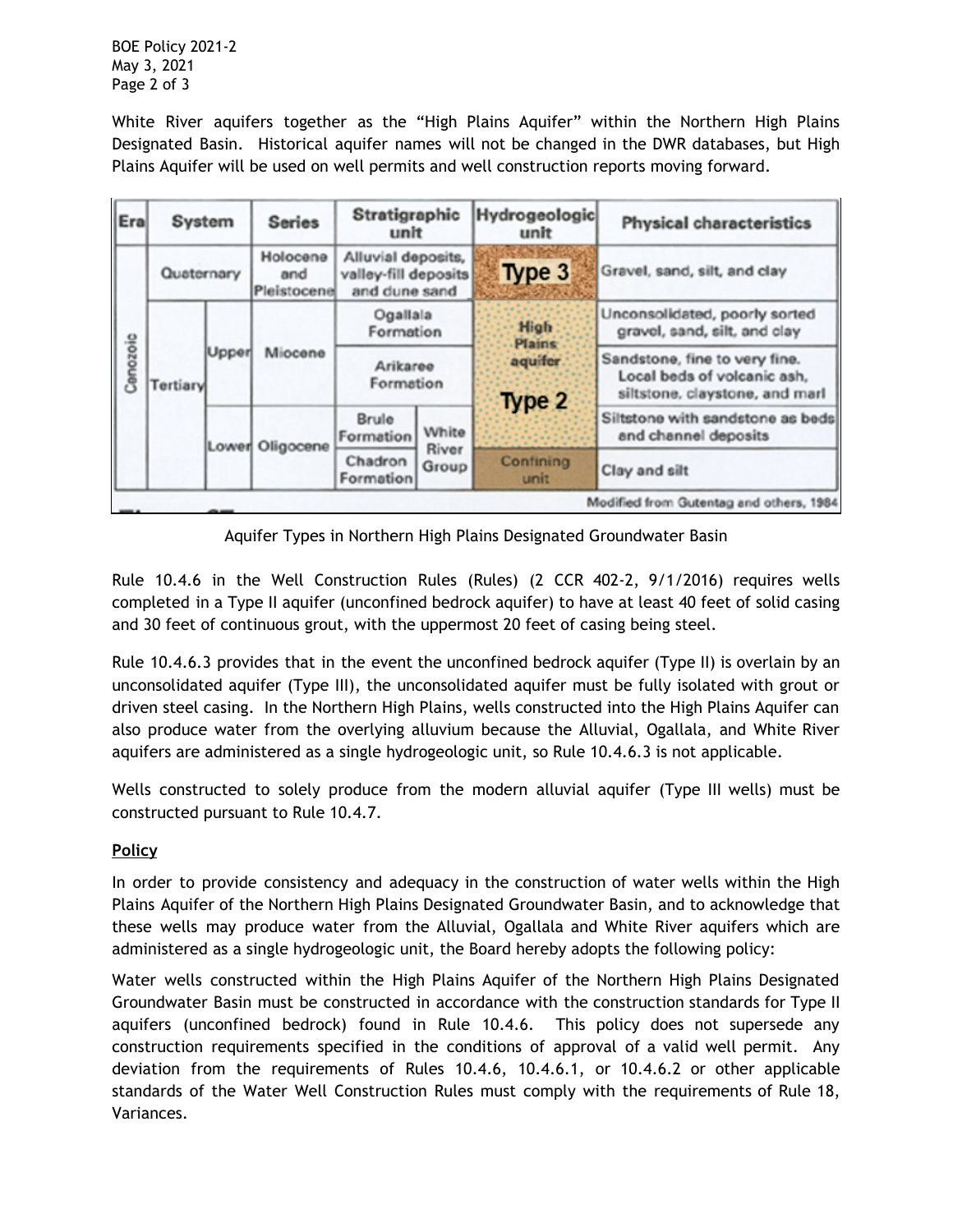White River aquifers together as the "High Plains Aquifer" within the Northern High Plains Designated Basin. Historical aquifer names will not be changed in the DWR databases, but High Plains Aquifer will be used on well permits and well construction reports moving forward.

| Era | System | | Series | Stratigraphic unit | | Hydrogeologic unit | Physical characteristics |
|---|---|---|---|---|---|---|---|
| Cenozoic | Quaternary | | Holocene and Pleistocene | Alluvial deposits, valley-fill deposits and dune sand | | Type 3 | Gravel, sand, silt, and clay |
| | Tertiary | Upper | Miocene | Ogallala Formation | | High Plains aquifer Type 2 | Unconsolidated, poorly sorted gravel, sand, silt, and clay |
| | | | | Arikaree Formation | | | Sandstone, fine to very fine. Local beds of volcanic ash, siltstone, claystone, and marl |
| | | Lower | Oligocene | Brule Formation | White River Group | | Siltstone with sandstone as beds and channel deposits |
| | | | | Chadron Formation | | Confining unit | Clay and silt |

Modified from Gutentag and others, 1984

Aquifer Types in Northern High Plains Designated Groundwater Basin

Rule 10.4.6 in the Well Construction Rules (Rules) (2 CCR 402-2, 9/1/2016) requires wells completed in a Type II aquifer (unconfined bedrock aquifer) to have at least 40 feet of solid casing and 30 feet of continuous grout, with the uppermost 20 feet of casing being steel.

Rule 10.4.6.3 provides that in the event the unconfined bedrock aquifer (Type II) is overlain by an unconsolidated aquifer (Type III), the unconsolidated aquifer must be fully isolated with grout or driven steel casing. In the Northern High Plains, wells constructed into the High Plains Aquifer can also produce water from the overlying alluvium because the Alluvial, Ogallala, and White River aquifers are administered as a single hydrogeologic unit, so Rule 10.4.6.3 is not applicable.

Wells constructed to solely produce from the modern alluvial aquifer (Type III wells) must be constructed pursuant to Rule 10.4.7.

**Policy**

In order to provide consistency and adequacy in the construction of water wells within the High Plains Aquifer of the Northern High Plains Designated Groundwater Basin, and to acknowledge that these wells may produce water from the Alluvial, Ogallala and White River aquifers which are administered as a single hydrogeologic unit, the Board hereby adopts the following policy:

Water wells constructed within the High Plains Aquifer of the Northern High Plains Designated Groundwater Basin must be constructed in accordance with the construction standards for Type II aquifers (unconfined bedrock) found in Rule 10.4.6. This policy does not supersede any construction requirements specified in the conditions of approval of a valid well permit. Any deviation from the requirements of Rules 10.4.6, 10.4.6.1, or 10.4.6.2 or other applicable standards of the Water Well Construction Rules must comply with the requirements of Rule 18, Variances.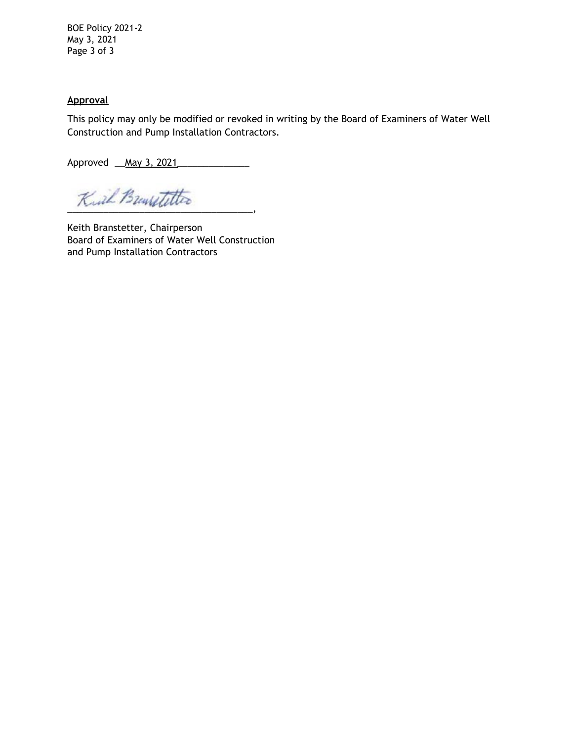**Approval**

This policy may only be modified or revoked in writing by the Board of Examiners of Water Well Construction and Pump Installation Contractors.

Approved May 3, 2021

_____________________________________,

Keith Branstetter, Chairperson
Board of Examiners of Water Well Construction
and Pump Installation Contractors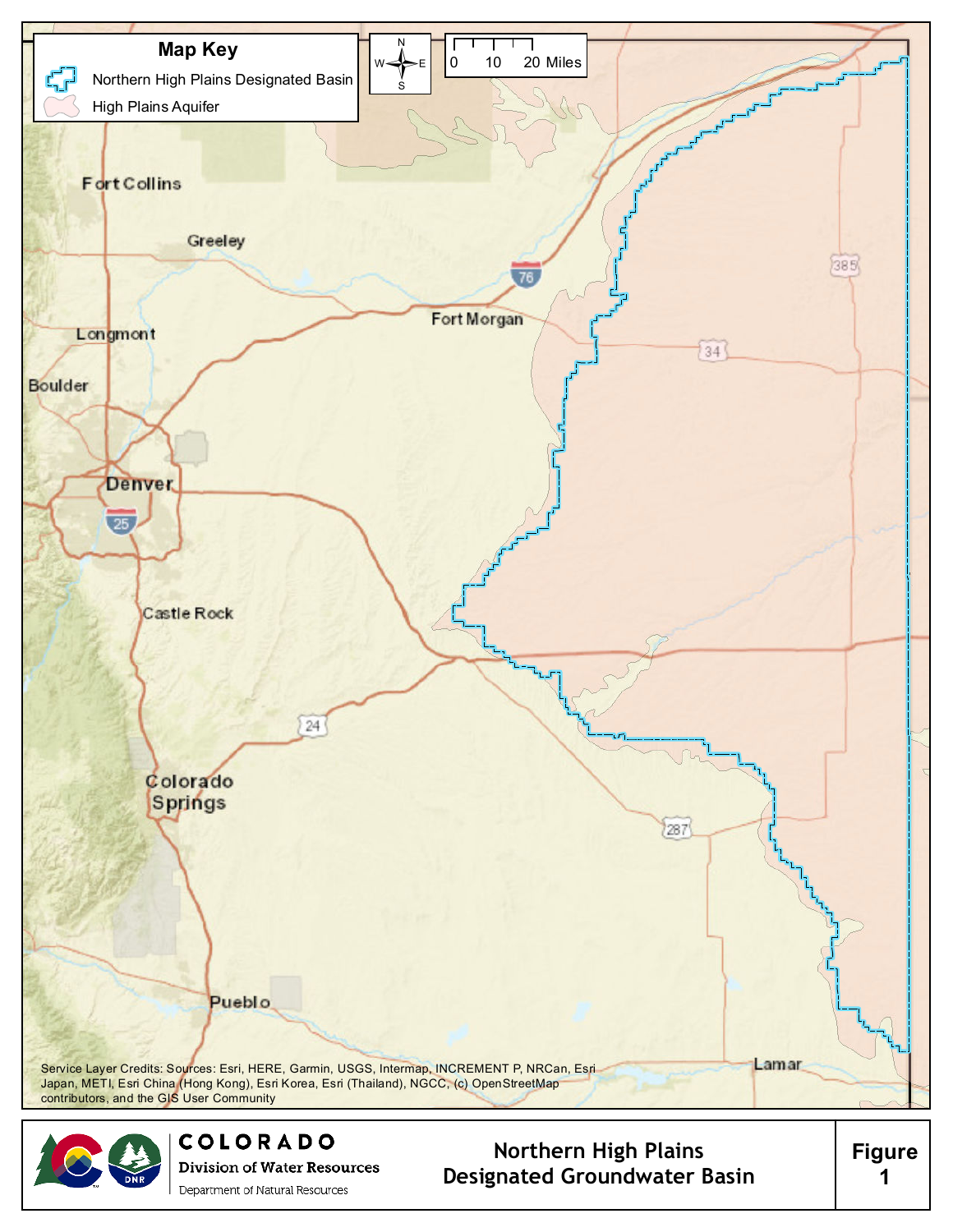**Map Key**

Northern High Plains Designated Basin

High Plains Aquifer

N W E S

0 10 20 Miles

Fort Collins

Greeley

Longmont

Boulder

Fort Morgan

Denver

Castle Rock

Colorado Springs

Pueblo

Lamar

76

25

34

385

24

287

Service Layer Credits: Sources: Esri, HERE, Garmin, USGS, Intermap, INCREMENT P, NRCan, Esri Japan, METI, Esri China (Hong Kong), Esri Korea, Esri (Thailand), NGCC, (c) OpenStreetMap contributors, and the GIS User Community

COLORADO
Division of Water Resources
Department of Natural Resources

Northern High Plains Designated Groundwater Basin

Figure 1